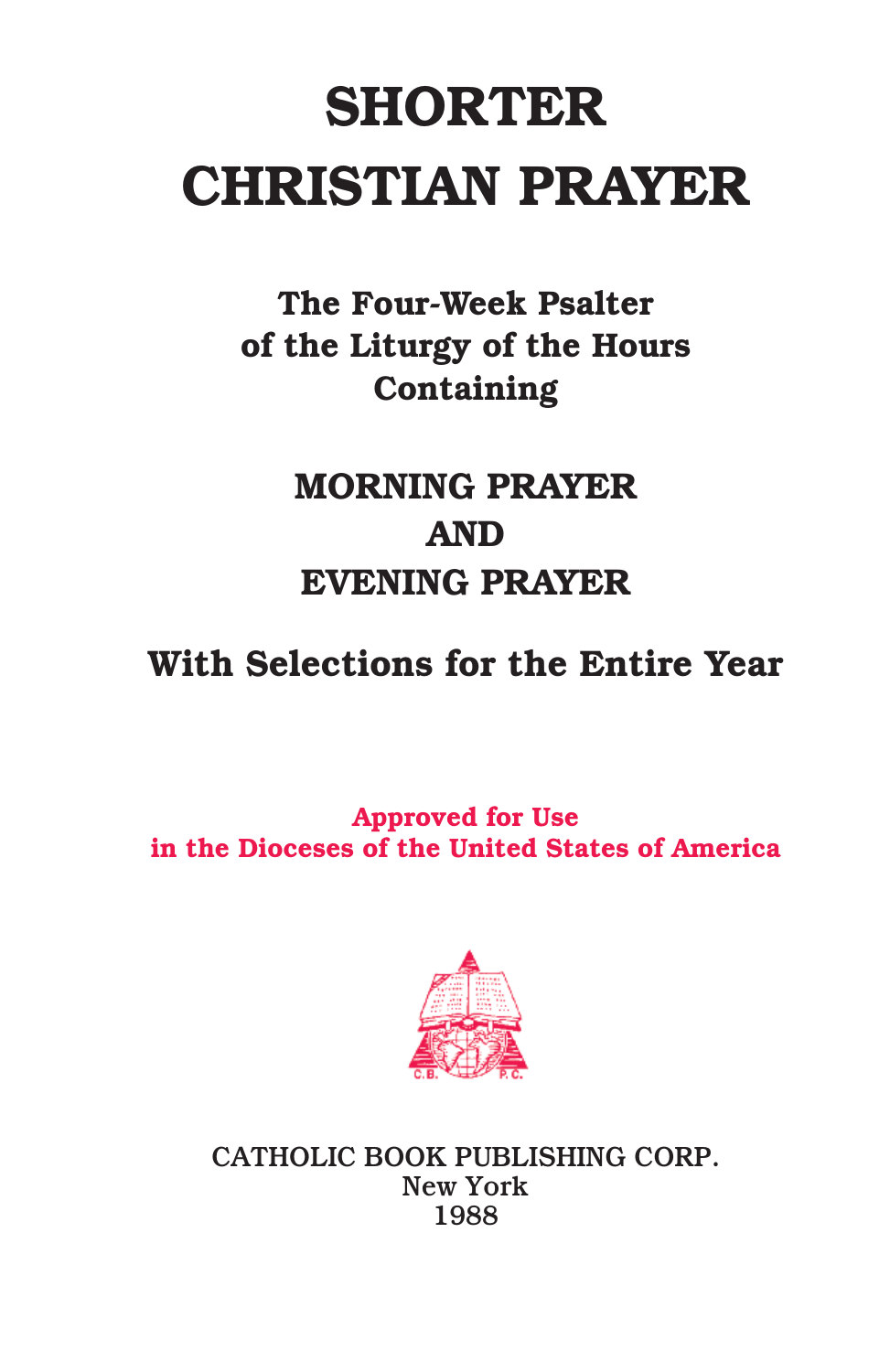# SHORTER CHRISTIAN PRAYER

**The Four-Week Psalter of the Liturgy of the Hours Containing**

## MORNING PRAYER AND EVENING PRAYER

**With Selections for the Entire Year**

**Approved for Use in the Dioceses of the United States of America**

CATHOLIC BOOK PUBLISHING CORP.
New York
1988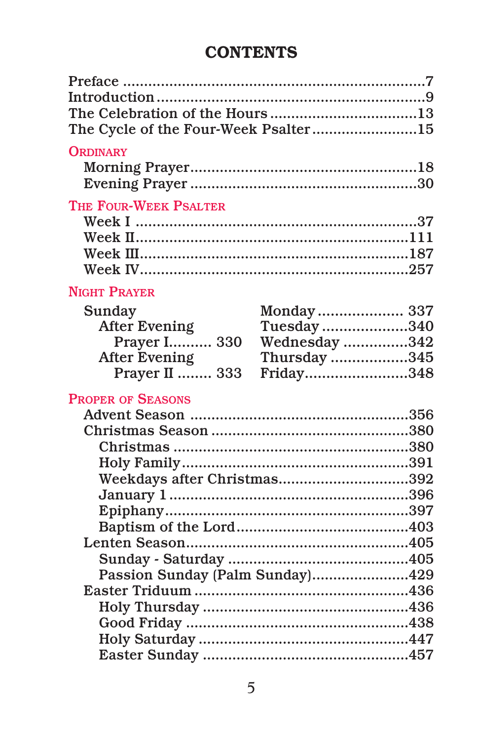# CONTENTS

Preface ....................................................................7
Introduction ..............................................................9
The Celebration of the Hours ................................13
The Cycle of the Four-Week Psalter ........................15

## ORDINARY

- Morning Prayer..................................................18
- Evening Prayer ..................................................30

## THE FOUR-WEEK PSALTER

- Week I ..............................................................37
- Week II............................................................111
- Week III...........................................................187
- Week IV...........................................................257

## NIGHT PRAYER

- Sunday
  - After Evening Prayer I.......... 330
  - After Evening Prayer II ........ 333
- Monday .................... 337
- Tuesday ....................340
- Wednesday ...............342
- Thursday ..................345
- Friday........................348

## PROPER OF SEASONS

- Advent Season ..................................................356
- Christmas Season ............................................380
  - Christmas .....................................................380
  - Holy Family...................................................391
  - Weekdays after Christmas..............................392
  - January 1 .....................................................396
  - Epiphany.......................................................397
  - Baptism of the Lord........................................403
- Lenten Season...................................................405
  - Sunday - Saturday .........................................405
  - Passion Sunday (Palm Sunday).......................429
- Easter Triduum .................................................436
  - Holy Thursday ...............................................436
  - Good Friday ..................................................438
  - Holy Saturday ................................................447
  - Easter Sunday ...............................................457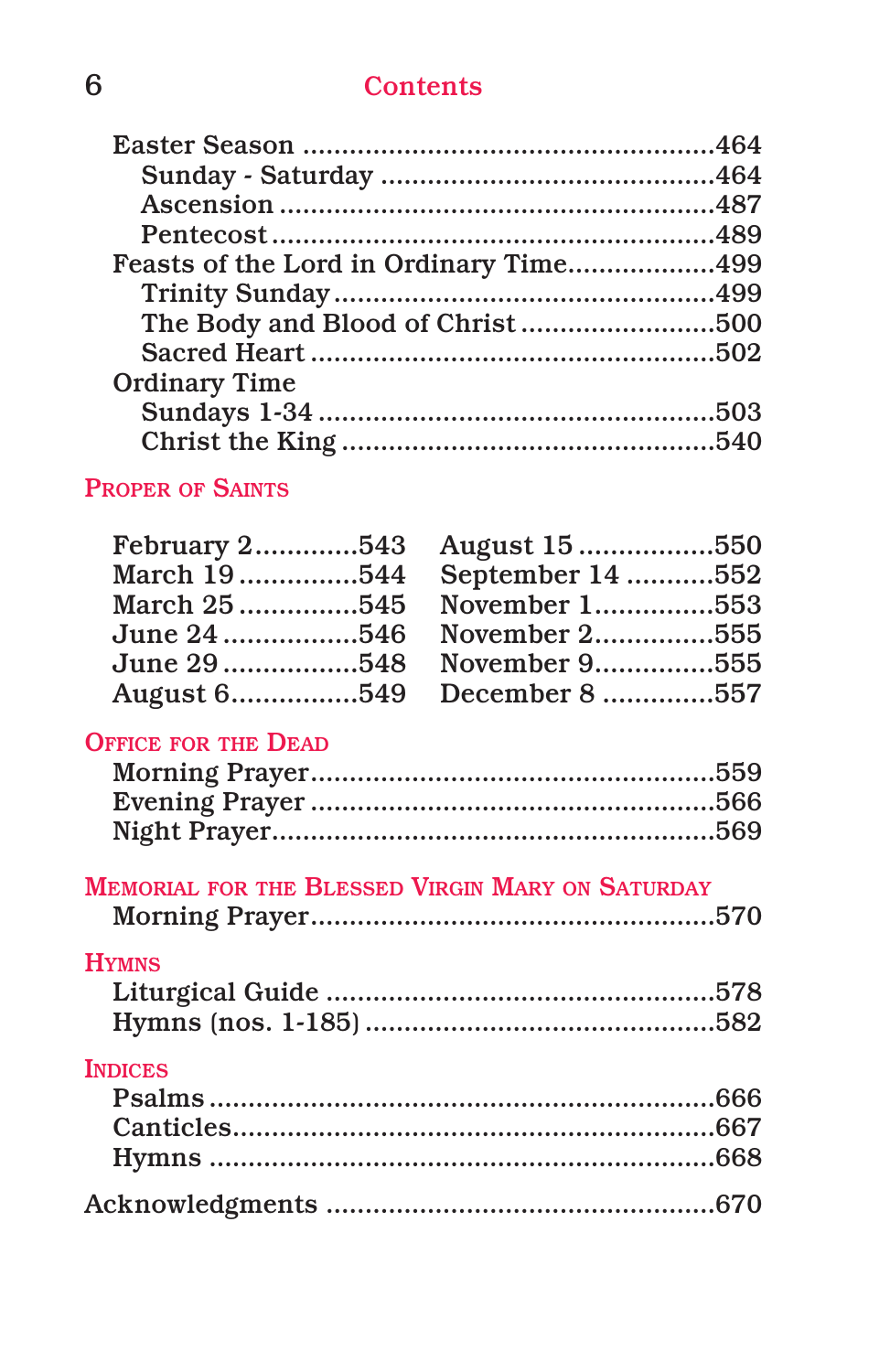Easter Season ....................................................464
Sunday - Saturday ............................................464
Ascension ........................................................487
Pentecost .........................................................489

Feasts of the Lord in Ordinary Time..................499
Trinity Sunday .................................................499
The Body and Blood of Christ .........................500
Sacred Heart ....................................................502

Ordinary Time
Sundays 1-34 ...................................................503
Christ the King .................................................540

## Proper of Saints

February 2.............543
March 19...............544
March 25...............545
June 24.................546
June 29.................548
August 6................549
August 15...............550
September 14...........552
November 1..............553
November 2..............555
November 9..............555
December 8.............557

## Office for the Dead

Morning Prayer..................................................559
Evening Prayer ..................................................566
Night Prayer......................................................569

## Memorial for the Blessed Virgin Mary on Saturday

Morning Prayer..................................................570

## Hymns

Liturgical Guide .................................................578
Hymns (nos. 1-185) ............................................582

## Indices

Psalms ...............................................................666
Canticles............................................................667
Hymns ...............................................................668

Acknowledgments ................................................670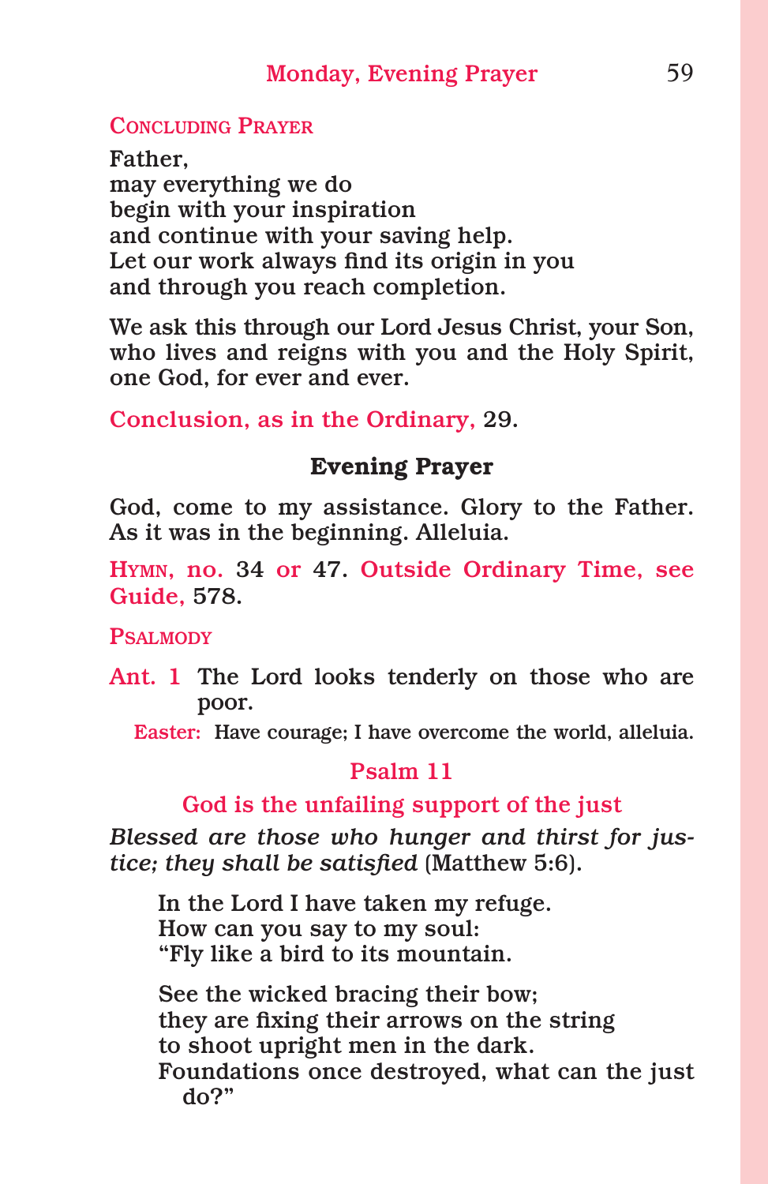CONCLUDING PRAYER

Father,
may everything we do
begin with your inspiration
and continue with your saving help.
Let our work always find its origin in you
and through you reach completion.

We ask this through our Lord Jesus Christ, your Son,
who lives and reigns with you and the Holy Spirit,
one God, for ever and ever.

Conclusion, as in the Ordinary, 29.

## Evening Prayer

God, come to my assistance. Glory to the Father. As it was in the beginning. Alleluia.

HYMN, no. 34 or 47. Outside Ordinary Time, see Guide, 578.

PSALMODY

Ant. 1 The Lord looks tenderly on those who are poor.

Easter: Have courage; I have overcome the world, alleluia.

### Psalm 11

God is the unfailing support of the just

*Blessed are those who hunger and thirst for justice; they shall be satisfied* (Matthew 5:6).

In the Lord I have taken my refuge.
How can you say to my soul:
"Fly like a bird to its mountain.

See the wicked bracing their bow;
they are fixing their arrows on the string
to shoot upright men in the dark.
Foundations once destroyed, what can the just do?"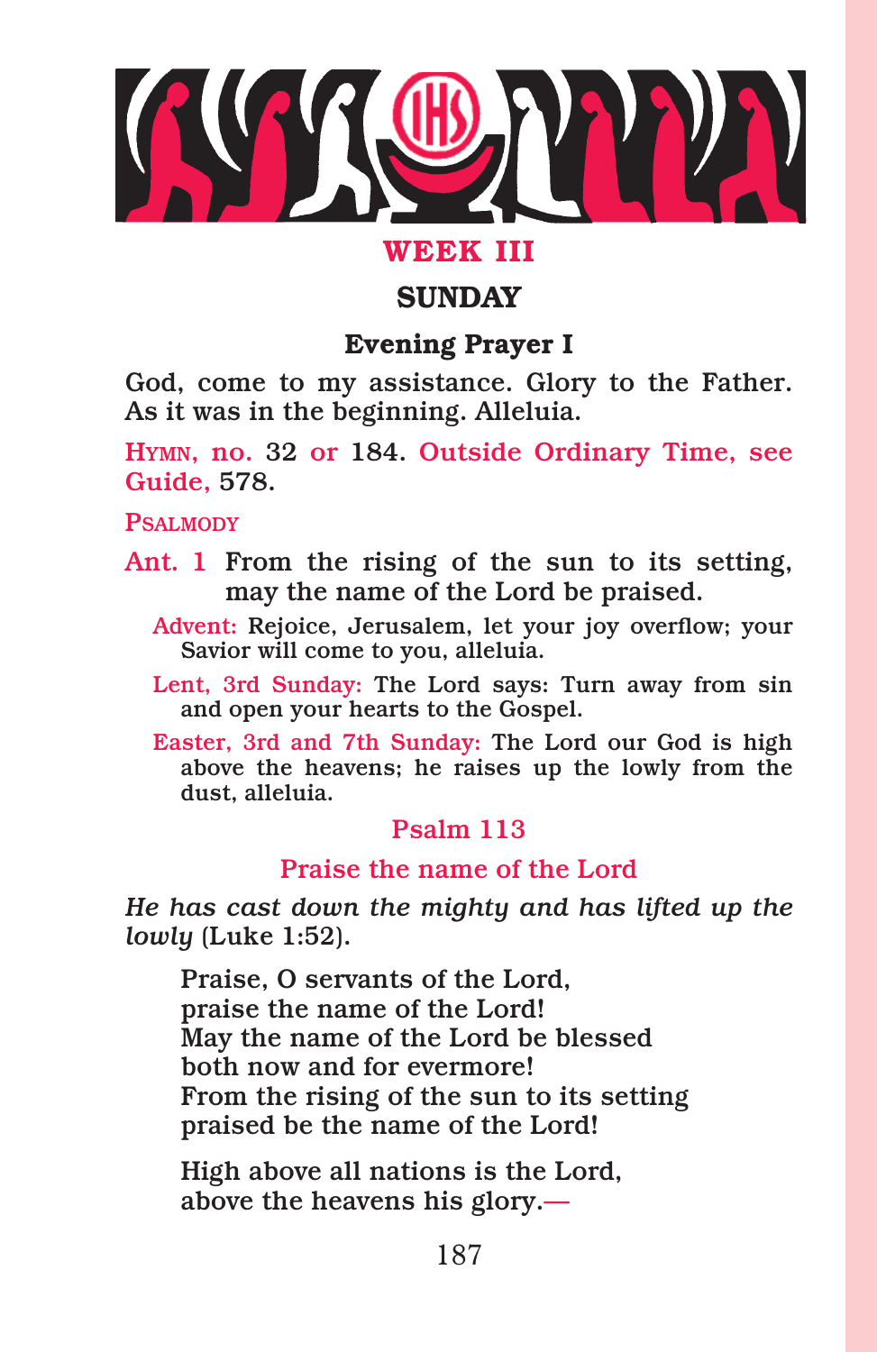## WEEK III

## SUNDAY

### Evening Prayer I

God, come to my assistance. Glory to the Father. As it was in the beginning. Alleluia.

HYMN, no. 32 or 184. Outside Ordinary Time, see Guide, 578.

PSALMODY

Ant. 1 From the rising of the sun to its setting, may the name of the Lord be praised.

Advent: Rejoice, Jerusalem, let your joy overflow; your Savior will come to you, alleluia.

Lent, 3rd Sunday: The Lord says: Turn away from sin and open your hearts to the Gospel.

Easter, 3rd and 7th Sunday: The Lord our God is high above the heavens; he raises up the lowly from the dust, alleluia.

#### Psalm 113

#### Praise the name of the Lord

*He has cast down the mighty and has lifted up the lowly* (Luke 1:52).

Praise, O servants of the Lord,
praise the name of the Lord!
May the name of the Lord be blessed
both now and for evermore!
From the rising of the sun to its setting
praised be the name of the Lord!

High above all nations is the Lord,
above the heavens his glory.—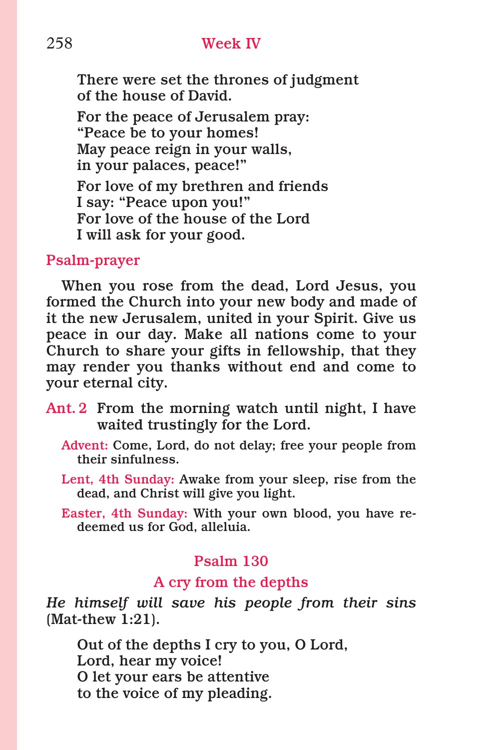There were set the thrones of judgment
of the house of David.

For the peace of Jerusalem pray:
"Peace be to your homes!
May peace reign in your walls,
in your palaces, peace!"

For love of my brethren and friends
I say: "Peace upon you!"
For love of the house of the Lord
I will ask for your good.

### Psalm-prayer

When you rose from the dead, Lord Jesus, you formed the Church into your new body and made of it the new Jerusalem, united in your Spirit. Give us peace in our day. Make all nations come to your Church to share your gifts in fellowship, that they may render you thanks without end and come to your eternal city.

Ant. 2 From the morning watch until night, I have waited trustingly for the Lord.

Advent: Come, Lord, do not delay; free your people from their sinfulness.

Lent, 4th Sunday: Awake from your sleep, rise from the dead, and Christ will give you light.

Easter, 4th Sunday: With your own blood, you have redeemed us for God, alleluia.

## Psalm 130

### A cry from the depths

*He himself will save his people from their sins* (Mat-thew 1:21).

Out of the depths I cry to you, O Lord,
Lord, hear my voice!
O let your ears be attentive
to the voice of my pleading.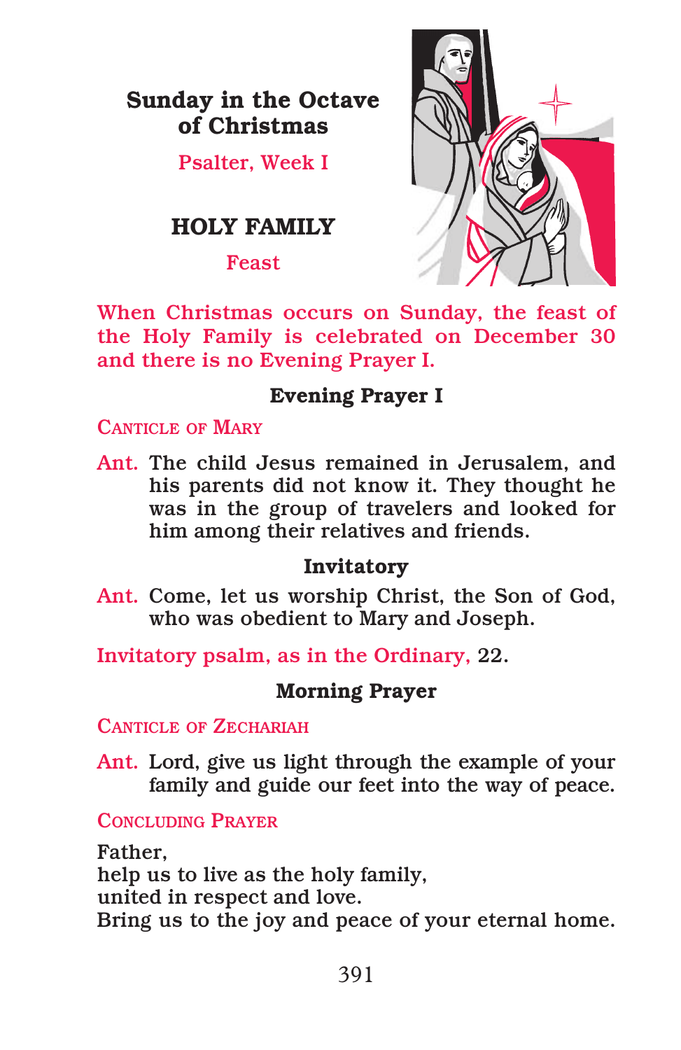## Sunday in the Octave of Christmas

Psalter, Week I

# HOLY FAMILY

Feast

When Christmas occurs on Sunday, the feast of the Holy Family is celebrated on December 30 and there is no Evening Prayer I.

### Evening Prayer I

CANTICLE OF MARY

Ant. The child Jesus remained in Jerusalem, and his parents did not know it. They thought he was in the group of travelers and looked for him among their relatives and friends.

### Invitatory

Ant. Come, let us worship Christ, the Son of God, who was obedient to Mary and Joseph.

Invitatory psalm, as in the Ordinary, 22.

### Morning Prayer

CANTICLE OF ZECHARIAH

Ant. Lord, give us light through the example of your family and guide our feet into the way of peace.

CONCLUDING PRAYER

Father,
help us to live as the holy family,
united in respect and love.
Bring us to the joy and peace of your eternal home.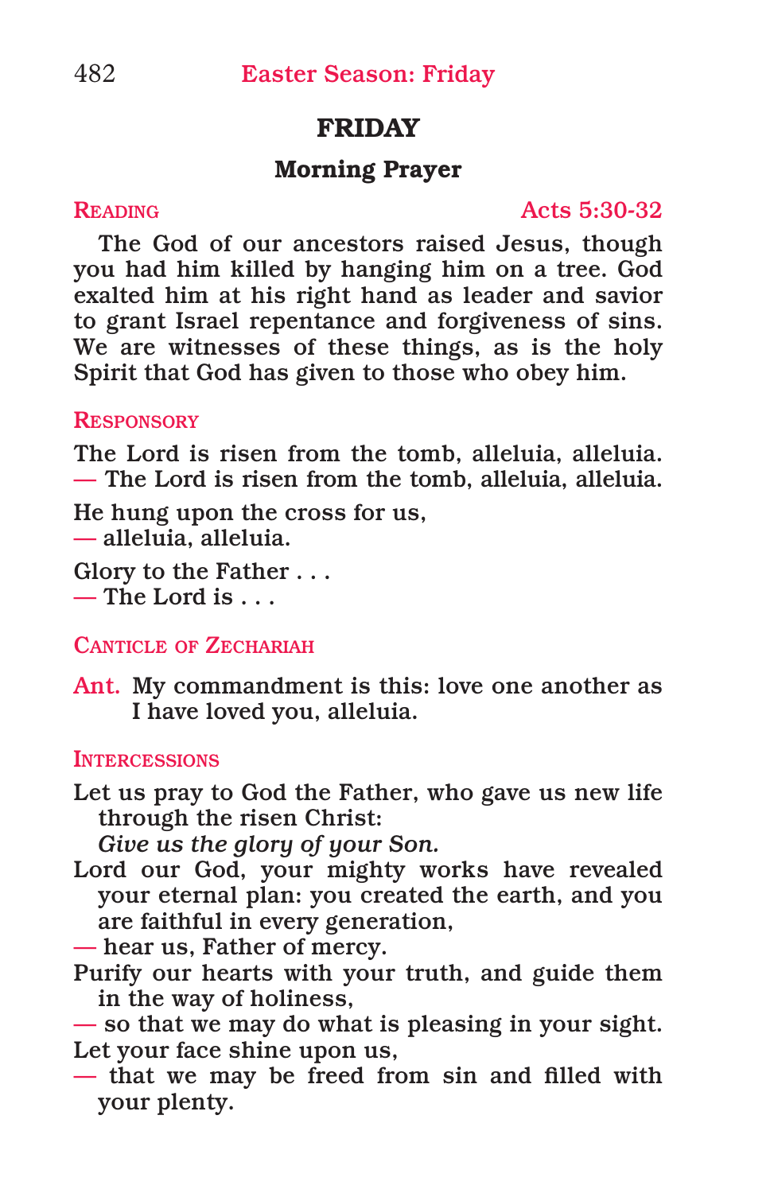## FRIDAY

### Morning Prayer

READING — Acts 5:30-32

The God of our ancestors raised Jesus, though you had him killed by hanging him on a tree. God exalted him at his right hand as leader and savior to grant Israel repentance and forgiveness of sins. We are witnesses of these things, as is the holy Spirit that God has given to those who obey him.

RESPONSORY

The Lord is risen from the tomb, alleluia, alleluia.
— The Lord is risen from the tomb, alleluia, alleluia.

He hung upon the cross for us,
— alleluia, alleluia.

Glory to the Father . . .
— The Lord is . . .

CANTICLE OF ZECHARIAH

Ant. My commandment is this: love one another as I have loved you, alleluia.

INTERCESSIONS

Let us pray to God the Father, who gave us new life through the risen Christ:
*Give us the glory of your Son.*

Lord our God, your mighty works have revealed your eternal plan: you created the earth, and you are faithful in every generation,
— hear us, Father of mercy.

Purify our hearts with your truth, and guide them in the way of holiness,
— so that we may do what is pleasing in your sight.

Let your face shine upon us,
— that we may be freed from sin and filled with your plenty.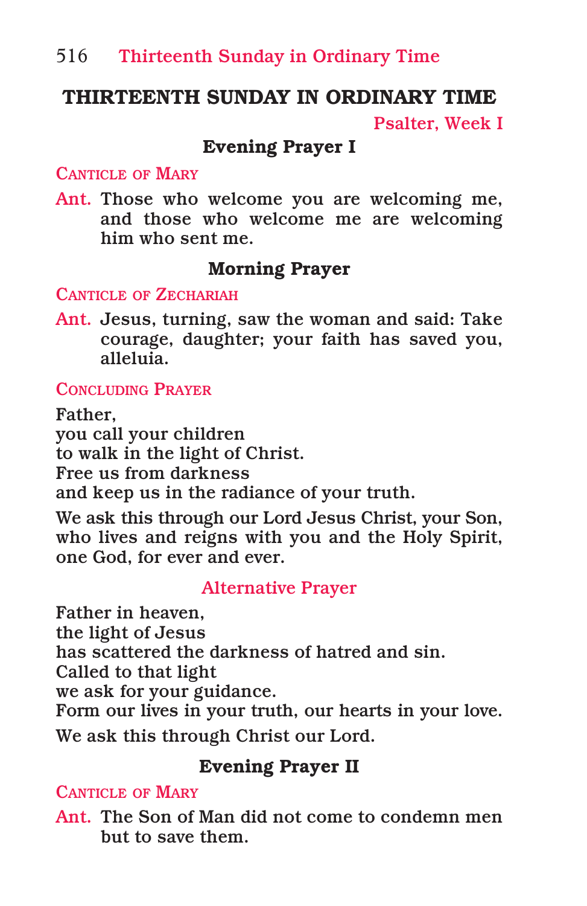# THIRTEENTH SUNDAY IN ORDINARY TIME

Psalter, Week I

## Evening Prayer I

CANTICLE OF MARY

Ant. Those who welcome you are welcoming me, and those who welcome me are welcoming him who sent me.

## Morning Prayer

CANTICLE OF ZECHARIAH

Ant. Jesus, turning, saw the woman and said: Take courage, daughter; your faith has saved you, alleluia.

CONCLUDING PRAYER

Father,  
you call your children  
to walk in the light of Christ.  
Free us from darkness  
and keep us in the radiance of your truth.

We ask this through our Lord Jesus Christ, your Son, who lives and reigns with you and the Holy Spirit, one God, for ever and ever.

Alternative Prayer

Father in heaven,  
the light of Jesus  
has scattered the darkness of hatred and sin.  
Called to that light  
we ask for your guidance.  
Form our lives in your truth, our hearts in your love.

We ask this through Christ our Lord.

## Evening Prayer II

CANTICLE OF MARY

Ant. The Son of Man did not come to condemn men but to save them.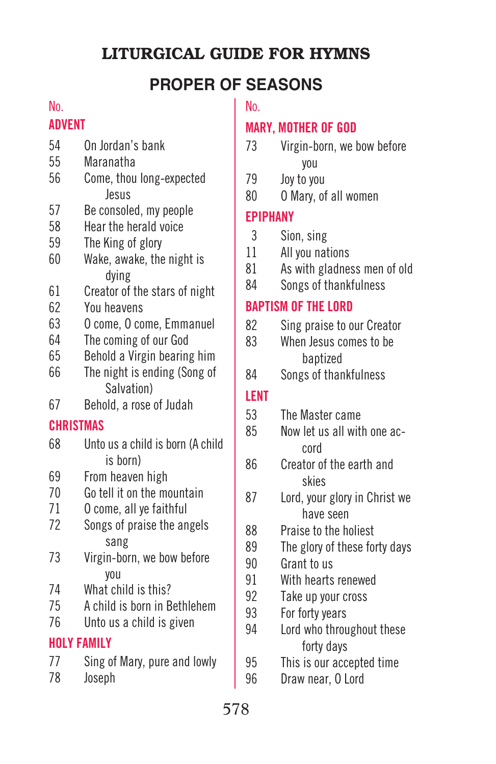# LITURGICAL GUIDE FOR HYMNS

## PROPER OF SEASONS

No.

### ADVENT

54 On Jordan's bank
55 Maranatha
56 Come, thou long-expected Jesus
57 Be consoled, my people
58 Hear the herald voice
59 The King of glory
60 Wake, awake, the night is dying
61 Creator of the stars of night
62 You heavens
63 O come, O come, Emmanuel
64 The coming of our God
65 Behold a Virgin bearing him
66 The night is ending (Song of Salvation)
67 Behold, a rose of Judah

### CHRISTMAS

68 Unto us a child is born (A child is born)
69 From heaven high
70 Go tell it on the mountain
71 O come, all ye faithful
72 Songs of praise the angels sang
73 Virgin-born, we bow before you
74 What child is this?
75 A child is born in Bethlehem
76 Unto us a child is given

### HOLY FAMILY

77 Sing of Mary, pure and lowly
78 Joseph

No.

### MARY, MOTHER OF GOD

73 Virgin-born, we bow before you
79 Joy to you
80 O Mary, of all women

### EPIPHANY

3 Sion, sing
11 All you nations
81 As with gladness men of old
84 Songs of thankfulness

### BAPTISM OF THE LORD

82 Sing praise to our Creator
83 When Jesus comes to be baptized
84 Songs of thankfulness

### LENT

53 The Master came
85 Now let us all with one accord
86 Creator of the earth and skies
87 Lord, your glory in Christ we have seen
88 Praise to the holiest
89 The glory of these forty days
90 Grant to us
91 With hearts renewed
92 Take up your cross
93 For forty years
94 Lord who throughout these forty days
95 This is our accepted time
96 Draw near, O Lord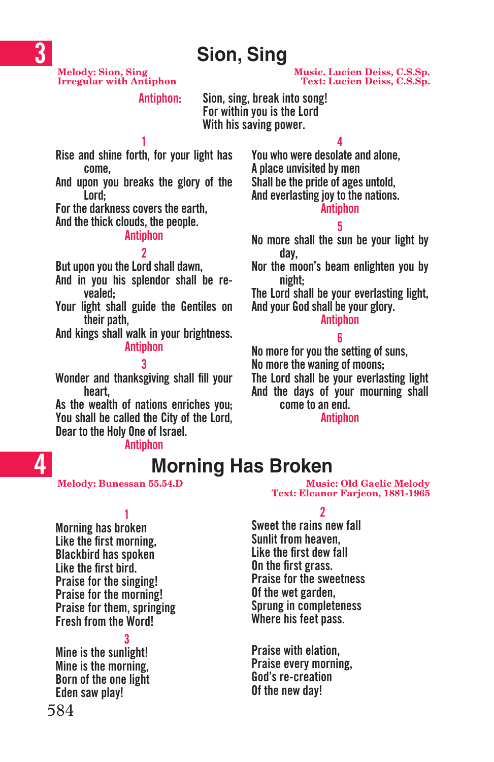## 3 Sion, Sing

Melody: Sion, Sing
Irregular with Antiphon

Music. Lucien Deiss, C.S.Sp.
Text: Lucien Deiss, C.S.Sp.

**Antiphon:** Sion, sing, break into song!
For within you is the Lord
With his saving power.

**1**
Rise and shine forth, for your light has come,
And upon you breaks the glory of the Lord;
For the darkness covers the earth,
And the thick clouds, the people.
Antiphon

**2**
But upon you the Lord shall dawn,
And in you his splendor shall be revealed;
Your light shall guide the Gentiles on their path,
And kings shall walk in your brightness.
Antiphon

**3**
Wonder and thanksgiving shall fill your heart,
As the wealth of nations enriches you;
You shall be called the City of the Lord,
Dear to the Holy One of Israel.
Antiphon

**4**
You who were desolate and alone,
A place unvisited by men
Shall be the pride of ages untold,
And everlasting joy to the nations.
Antiphon

**5**
No more shall the sun be your light by day,
Nor the moon's beam enlighten you by night;
The Lord shall be your everlasting light,
And your God shall be your glory.
Antiphon

**6**
No more for you the setting of suns,
No more the waning of moons;
The Lord shall be your everlasting light
And the days of your mourning shall come to an end.
Antiphon

## 4 Morning Has Broken

Melody: Bunessan 55.54.D

Music: Old Gaelic Melody
Text: Eleanor Farjeon, 1881-1965

**1**
Morning has broken
Like the first morning,
Blackbird has spoken
Like the first bird.
Praise for the singing!
Praise for the morning!
Praise for them, springing
Fresh from the Word!

**2**
Sweet the rains new fall
Sunlit from heaven,
Like the first dew fall
On the first grass.
Praise for the sweetness
Of the wet garden,
Sprung in completeness
Where his feet pass.

**3**
Mine is the sunlight!
Mine is the morning,
Born of the one light
Eden saw play!
Praise with elation,
Praise every morning,
God's re-creation
Of the new day!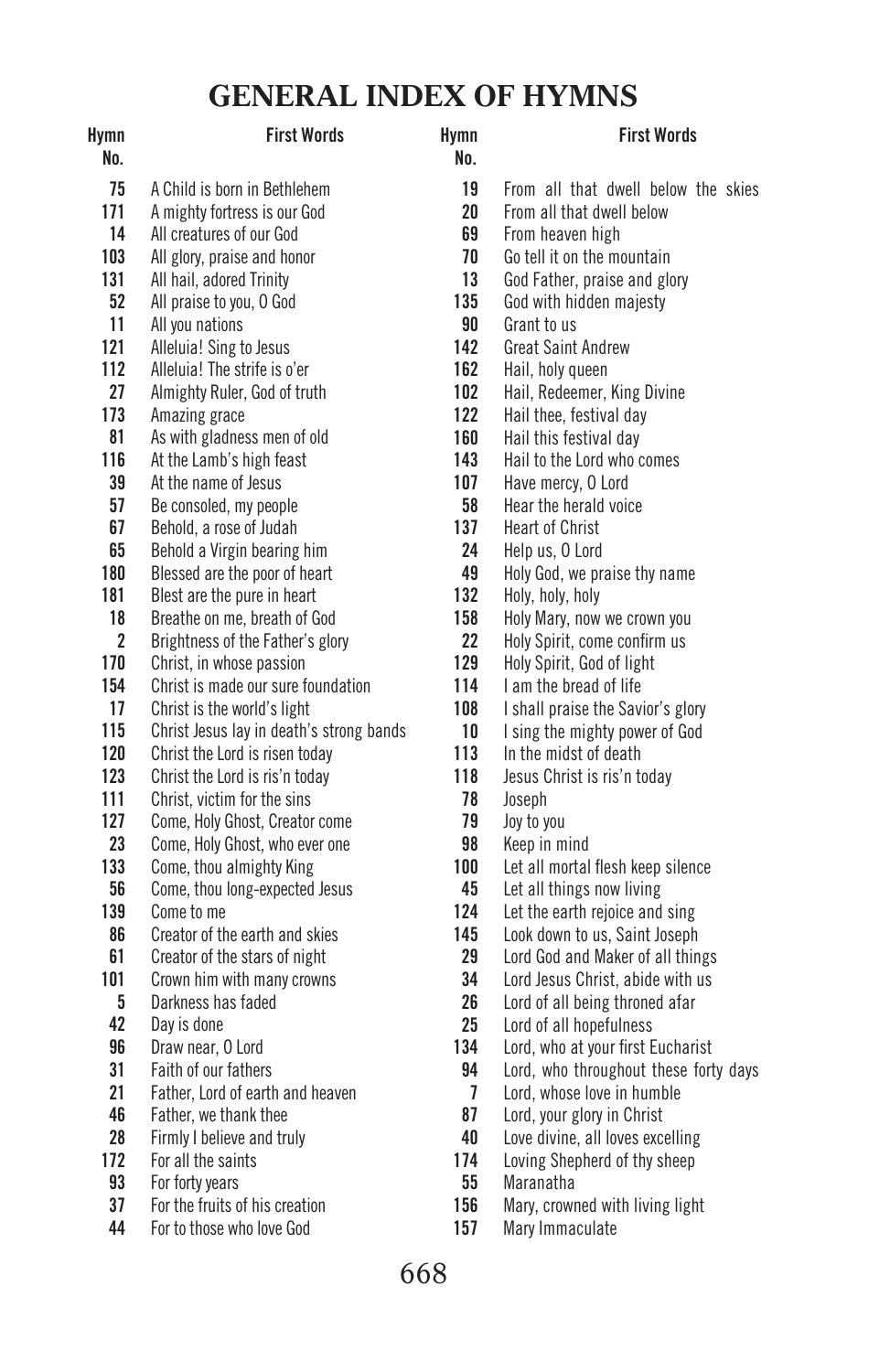# GENERAL INDEX OF HYMNS

| Hymn No. | First Words |
|---|---|
| 75 | A Child is born in Bethlehem |
| 171 | A mighty fortress is our God |
| 14 | All creatures of our God |
| 103 | All glory, praise and honor |
| 131 | All hail, adored Trinity |
| 52 | All praise to you, O God |
| 11 | All you nations |
| 121 | Alleluia! Sing to Jesus |
| 112 | Alleluia! The strife is o'er |
| 27 | Almighty Ruler, God of truth |
| 173 | Amazing grace |
| 81 | As with gladness men of old |
| 116 | At the Lamb's high feast |
| 39 | At the name of Jesus |
| 57 | Be consoled, my people |
| 67 | Behold, a rose of Judah |
| 65 | Behold a Virgin bearing him |
| 180 | Blessed are the poor of heart |
| 181 | Blest are the pure in heart |
| 18 | Breathe on me, breath of God |
| 2 | Brightness of the Father's glory |
| 170 | Christ, in whose passion |
| 154 | Christ is made our sure foundation |
| 17 | Christ is the world's light |
| 115 | Christ Jesus lay in death's strong bands |
| 120 | Christ the Lord is risen today |
| 123 | Christ the Lord is ris'n today |
| 111 | Christ, victim for the sins |
| 127 | Come, Holy Ghost, Creator come |
| 23 | Come, Holy Ghost, who ever one |
| 133 | Come, thou almighty King |
| 56 | Come, thou long-expected Jesus |
| 139 | Come to me |
| 86 | Creator of the earth and skies |
| 61 | Creator of the stars of night |
| 101 | Crown him with many crowns |
| 5 | Darkness has faded |
| 42 | Day is done |
| 96 | Draw near, O Lord |
| 31 | Faith of our fathers |
| 21 | Father, Lord of earth and heaven |
| 46 | Father, we thank thee |
| 28 | Firmly I believe and truly |
| 172 | For all the saints |
| 93 | For forty years |
| 37 | For the fruits of his creation |
| 44 | For to those who love God |
| 19 | From all that dwell below the skies |
| 20 | From all that dwell below |
| 69 | From heaven high |
| 70 | Go tell it on the mountain |
| 13 | God Father, praise and glory |
| 135 | God with hidden majesty |
| 90 | Grant to us |
| 142 | Great Saint Andrew |
| 162 | Hail, holy queen |
| 102 | Hail, Redeemer, King Divine |
| 122 | Hail thee, festival day |
| 160 | Hail this festival day |
| 143 | Hail to the Lord who comes |
| 107 | Have mercy, O Lord |
| 58 | Hear the herald voice |
| 137 | Heart of Christ |
| 24 | Help us, O Lord |
| 49 | Holy God, we praise thy name |
| 132 | Holy, holy, holy |
| 158 | Holy Mary, now we crown you |
| 22 | Holy Spirit, come confirm us |
| 129 | Holy Spirit, God of light |
| 114 | I am the bread of life |
| 108 | I shall praise the Savior's glory |
| 10 | I sing the mighty power of God |
| 113 | In the midst of death |
| 118 | Jesus Christ is ris'n today |
| 78 | Joseph |
| 79 | Joy to you |
| 98 | Keep in mind |
| 100 | Let all mortal flesh keep silence |
| 45 | Let all things now living |
| 124 | Let the earth rejoice and sing |
| 145 | Look down to us, Saint Joseph |
| 29 | Lord God and Maker of all things |
| 34 | Lord Jesus Christ, abide with us |
| 26 | Lord of all being throned afar |
| 25 | Lord of all hopefulness |
| 134 | Lord, who at your first Eucharist |
| 94 | Lord, who throughout these forty days |
| 7 | Lord, whose love in humble |
| 87 | Lord, your glory in Christ |
| 40 | Love divine, all loves excelling |
| 174 | Loving Shepherd of thy sheep |
| 55 | Maranatha |
| 156 | Mary, crowned with living light |
| 157 | Mary Immaculate |